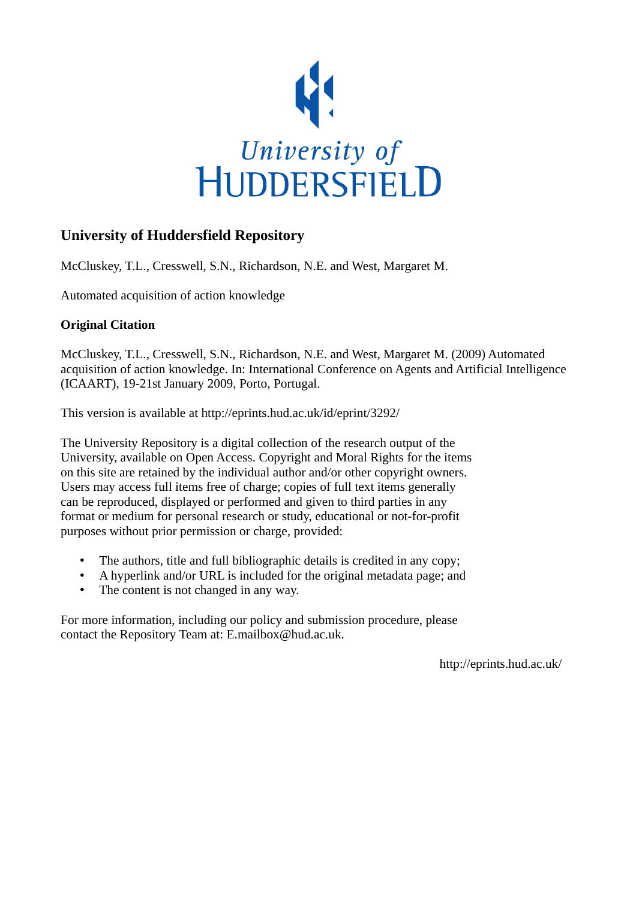# University of Huddersfield Repository

McCluskey, T.L., Cresswell, S.N., Richardson, N.E. and West, Margaret M.

Automated acquisition of action knowledge

**Original Citation**

McCluskey, T.L., Cresswell, S.N., Richardson, N.E. and West, Margaret M. (2009) Automated acquisition of action knowledge. In: International Conference on Agents and Artificial Intelligence (ICAART), 19-21st January 2009, Porto, Portugal.

This version is available at http://eprints.hud.ac.uk/id/eprint/3292/

The University Repository is a digital collection of the research output of the University, available on Open Access. Copyright and Moral Rights for the items on this site are retained by the individual author and/or other copyright owners. Users may access full items free of charge; copies of full text items generally can be reproduced, displayed or performed and given to third parties in any format or medium for personal research or study, educational or not-for-profit purposes without prior permission or charge, provided:

- The authors, title and full bibliographic details is credited in any copy;
- A hyperlink and/or URL is included for the original metadata page; and
- The content is not changed in any way.

For more information, including our policy and submission procedure, please contact the Repository Team at: E.mailbox@hud.ac.uk.

http://eprints.hud.ac.uk/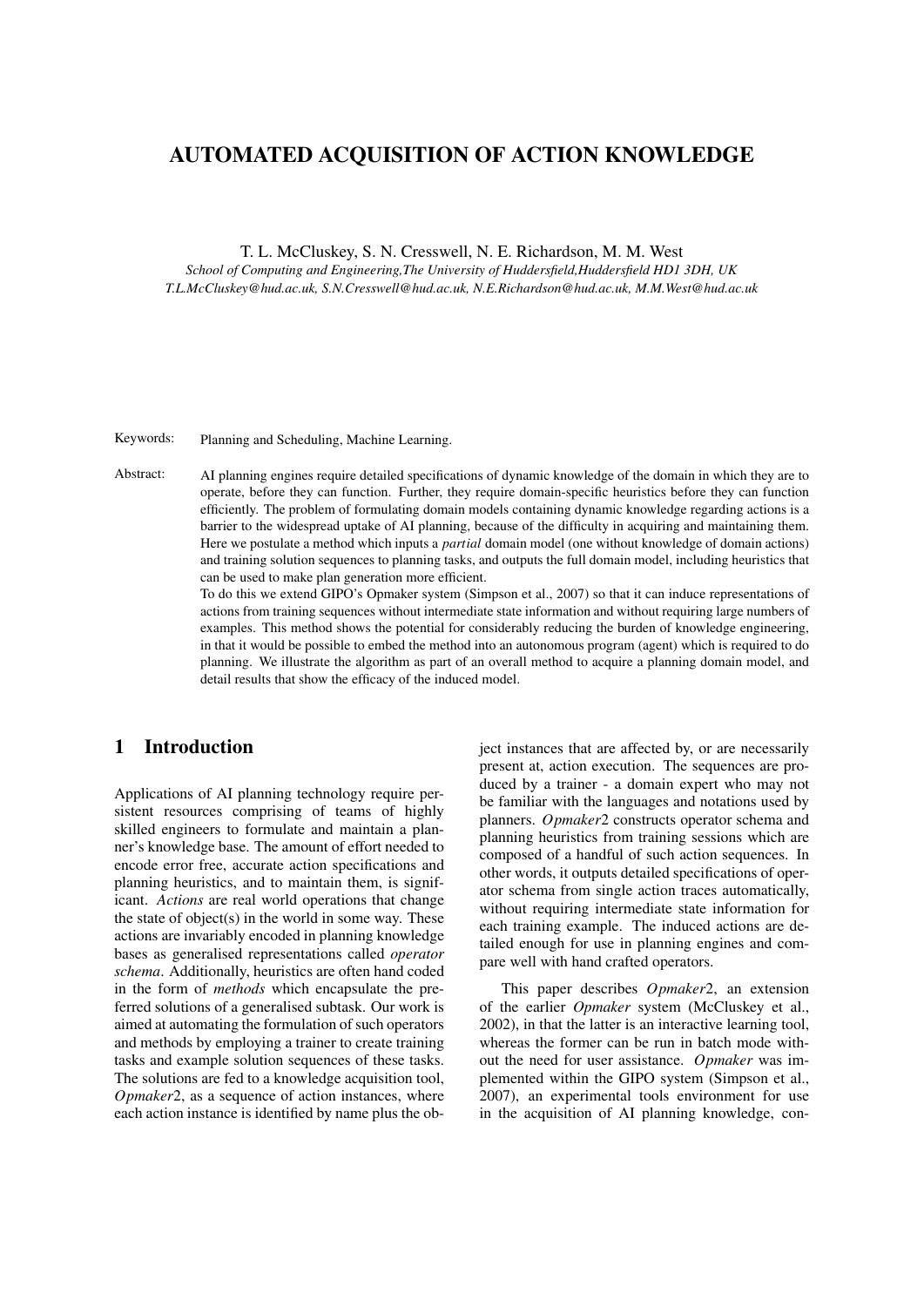# AUTOMATED ACQUISITION OF ACTION KNOWLEDGE

T. L. McCluskey, S. N. Cresswell, N. E. Richardson, M. M. West

*School of Computing and Engineering,The University of Huddersfield,Huddersfield HD1 3DH, UK*
*T.L.McCluskey@hud.ac.uk, S.N.Cresswell@hud.ac.uk, N.E.Richardson@hud.ac.uk, M.M.West@hud.ac.uk*

Keywords: Planning and Scheduling, Machine Learning.

Abstract: AI planning engines require detailed specifications of dynamic knowledge of the domain in which they are to operate, before they can function. Further, they require domain-specific heuristics before they can function efficiently. The problem of formulating domain models containing dynamic knowledge regarding actions is a barrier to the widespread uptake of AI planning, because of the difficulty in acquiring and maintaining them. Here we postulate a method which inputs a *partial* domain model (one without knowledge of domain actions) and training solution sequences to planning tasks, and outputs the full domain model, including heuristics that can be used to make plan generation more efficient.

To do this we extend GIPO's Opmaker system (Simpson et al., 2007) so that it can induce representations of actions from training sequences without intermediate state information and without requiring large numbers of examples. This method shows the potential for considerably reducing the burden of knowledge engineering, in that it would be possible to embed the method into an autonomous program (agent) which is required to do planning. We illustrate the algorithm as part of an overall method to acquire a planning domain model, and detail results that show the efficacy of the induced model.

## 1 Introduction

Applications of AI planning technology require persistent resources comprising of teams of highly skilled engineers to formulate and maintain a planner's knowledge base. The amount of effort needed to encode error free, accurate action specifications and planning heuristics, and to maintain them, is significant. *Actions* are real world operations that change the state of object(s) in the world in some way. These actions are invariably encoded in planning knowledge bases as generalised representations called *operator schema*. Additionally, heuristics are often hand coded in the form of *methods* which encapsulate the preferred solutions of a generalised subtask. Our work is aimed at automating the formulation of such operators and methods by employing a trainer to create training tasks and example solution sequences of these tasks. The solutions are fed to a knowledge acquisition tool, *Opmaker*2, as a sequence of action instances, where each action instance is identified by name plus the object instances that are affected by, or are necessarily present at, action execution. The sequences are produced by a trainer - a domain expert who may not be familiar with the languages and notations used by planners. *Opmaker*2 constructs operator schema and planning heuristics from training sessions which are composed of a handful of such action sequences. In other words, it outputs detailed specifications of operator schema from single action traces automatically, without requiring intermediate state information for each training example. The induced actions are detailed enough for use in planning engines and compare well with hand crafted operators.

This paper describes *Opmaker*2, an extension of the earlier *Opmaker* system (McCluskey et al., 2002), in that the latter is an interactive learning tool, whereas the former can be run in batch mode without the need for user assistance. *Opmaker* was implemented within the GIPO system (Simpson et al., 2007), an experimental tools environment for use in the acquisition of AI planning knowledge, con-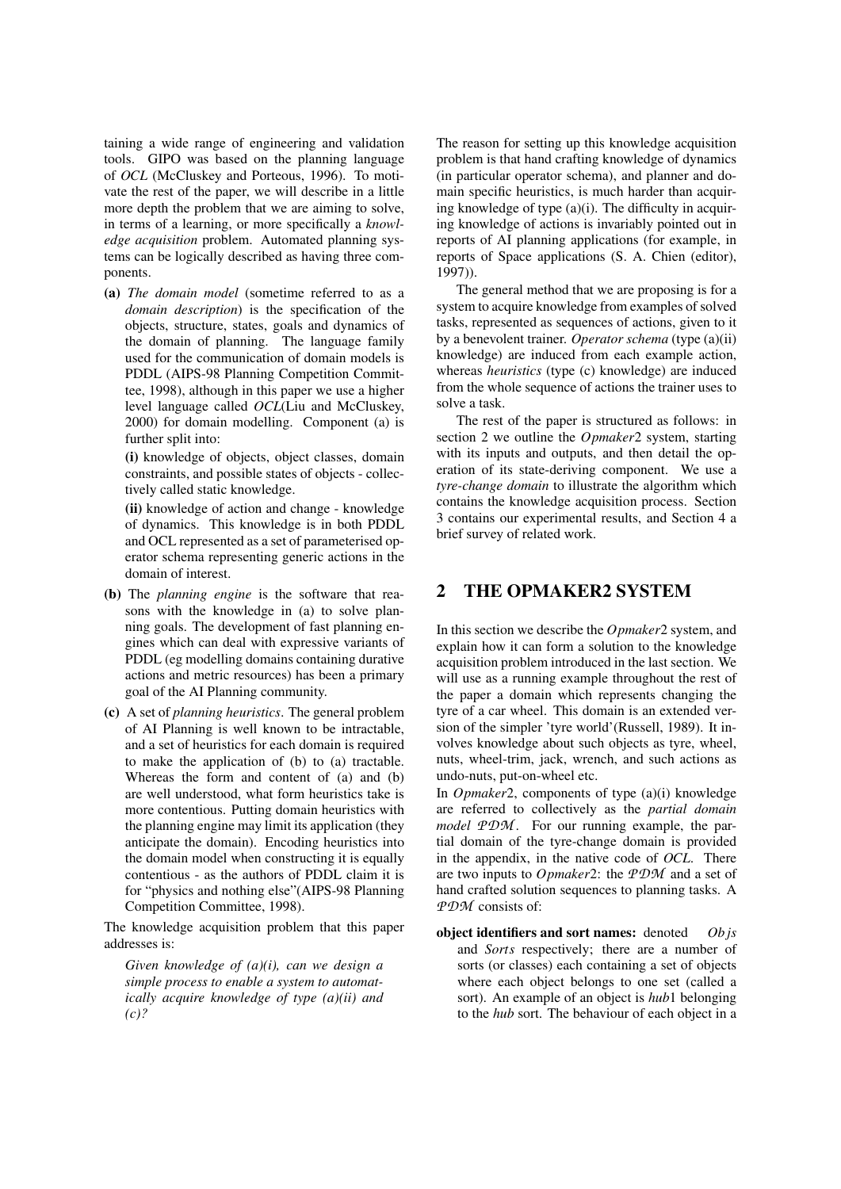taining a wide range of engineering and validation tools. GIPO was based on the planning language of *OCL* (McCluskey and Porteous, 1996). To motivate the rest of the paper, we will describe in a little more depth the problem that we are aiming to solve, in terms of a learning, or more specifically a *knowledge acquisition* problem. Automated planning systems can be logically described as having three components.

**(a)** *The domain model* (sometime referred to as a *domain description*) is the specification of the objects, structure, states, goals and dynamics of the domain of planning. The language family used for the communication of domain models is PDDL (AIPS-98 Planning Competition Committee, 1998), although in this paper we use a higher level language called *OCL*(Liu and McCluskey, 2000) for domain modelling. Component (a) is further split into:

**(i)** knowledge of objects, object classes, domain constraints, and possible states of objects - collectively called static knowledge.

**(ii)** knowledge of action and change - knowledge of dynamics. This knowledge is in both PDDL and OCL represented as a set of parameterised operator schema representing generic actions in the domain of interest.

**(b)** The *planning engine* is the software that reasons with the knowledge in (a) to solve planning goals. The development of fast planning engines which can deal with expressive variants of PDDL (eg modelling domains containing durative actions and metric resources) has been a primary goal of the AI Planning community.

**(c)** A set of *planning heuristics*. The general problem of AI Planning is well known to be intractable, and a set of heuristics for each domain is required to make the application of (b) to (a) tractable. Whereas the form and content of (a) and (b) are well understood, what form heuristics take is more contentious. Putting domain heuristics with the planning engine may limit its application (they anticipate the domain). Encoding heuristics into the domain model when constructing it is equally contentious - as the authors of PDDL claim it is for "physics and nothing else"(AIPS-98 Planning Competition Committee, 1998).

The knowledge acquisition problem that this paper addresses is:

*Given knowledge of (a)(i), can we design a simple process to enable a system to automatically acquire knowledge of type (a)(ii) and (c)?*

The reason for setting up this knowledge acquisition problem is that hand crafting knowledge of dynamics (in particular operator schema), and planner and domain specific heuristics, is much harder than acquiring knowledge of type (a)(i). The difficulty in acquiring knowledge of actions is invariably pointed out in reports of AI planning applications (for example, in reports of Space applications (S. A. Chien (editor), 1997)).

The general method that we are proposing is for a system to acquire knowledge from examples of solved tasks, represented as sequences of actions, given to it by a benevolent trainer. *Operator schema* (type (a)(ii) knowledge) are induced from each example action, whereas *heuristics* (type (c) knowledge) are induced from the whole sequence of actions the trainer uses to solve a task.

The rest of the paper is structured as follows: in section 2 we outline the *Opmaker*2 system, starting with its inputs and outputs, and then detail the operation of its state-deriving component. We use a *tyre-change domain* to illustrate the algorithm which contains the knowledge acquisition process. Section 3 contains our experimental results, and Section 4 a brief survey of related work.

## 2 THE OPMAKER2 SYSTEM

In this section we describe the *Opmaker*2 system, and explain how it can form a solution to the knowledge acquisition problem introduced in the last section. We will use as a running example throughout the rest of the paper a domain which represents changing the tyre of a car wheel. This domain is an extended version of the simpler 'tyre world'(Russell, 1989). It involves knowledge about such objects as tyre, wheel, nuts, wheel-trim, jack, wrench, and such actions as undo-nuts, put-on-wheel etc.

In *Opmaker*2, components of type (a)(i) knowledge are referred to collectively as the *partial domain model* $\mathcal{PDM}$. For our running example, the partial domain of the tyre-change domain is provided in the appendix, in the native code of *OCL*. There are two inputs to *Opmaker*2: the $\mathcal{PDM}$ and a set of hand crafted solution sequences to planning tasks. A $\mathcal{PDM}$ consists of:

**object identifiers and sort names:** denoted *Objs* and *Sorts* respectively; there are a number of sorts (or classes) each containing a set of objects where each object belongs to one set (called a sort). An example of an object is *hub*1 belonging to the *hub* sort. The behaviour of each object in a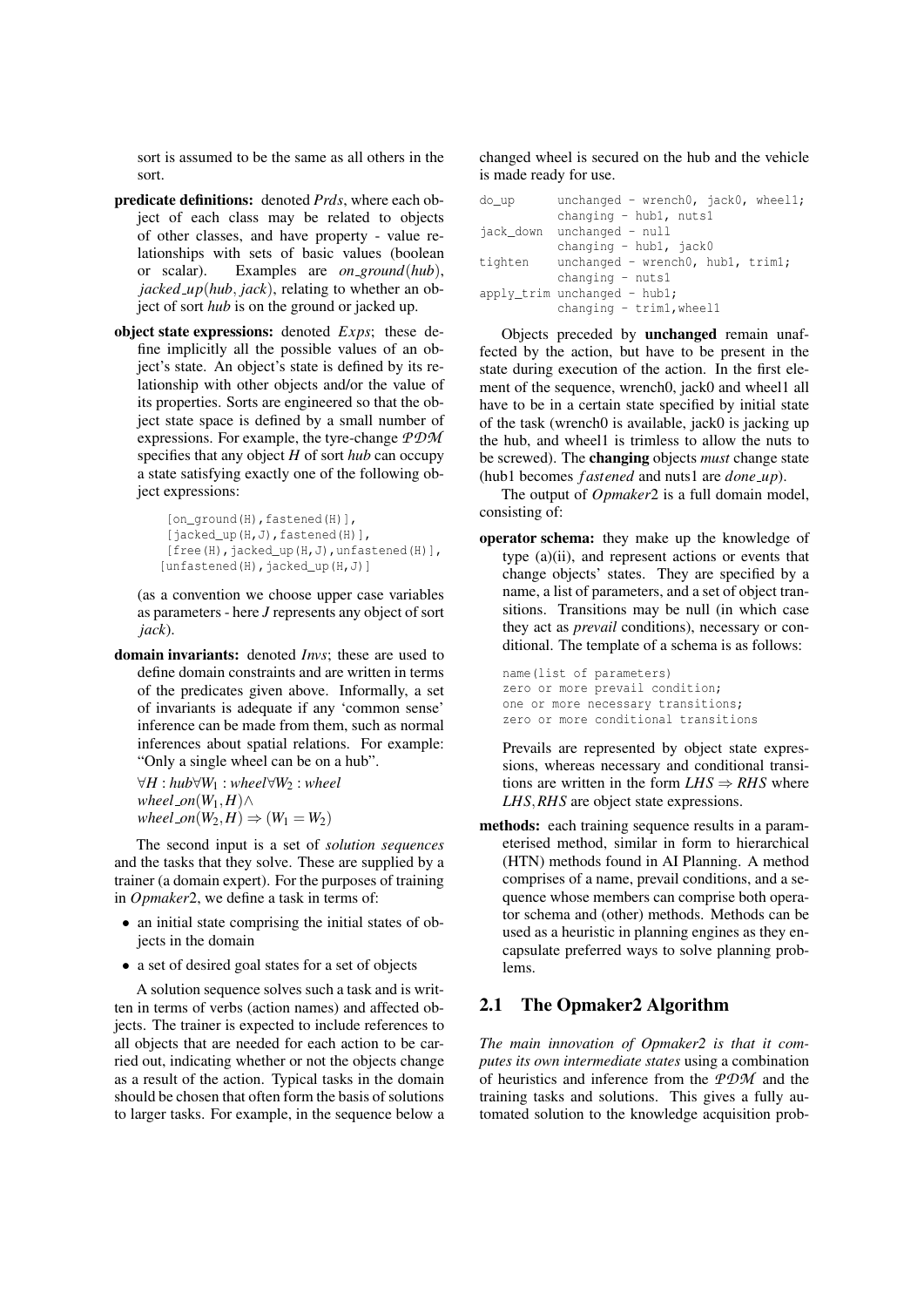sort is assumed to be the same as all others in the sort.

**predicate definitions:** denoted *Prds*, where each object of each class may be related to objects of other classes, and have property - value relationships with sets of basic values (boolean or scalar). Examples are *on_ground*(*hub*), *jacked_up*(*hub*, *jack*), relating to whether an object of sort *hub* is on the ground or jacked up.

**object state expressions:** denoted *Exps*; these define implicitly all the possible values of an object's state. An object's state is defined by its relationship with other objects and/or the value of its properties. Sorts are engineered so that the object state space is defined by a small number of expressions. For example, the tyre-change $\mathcal{PDM}$ specifies that any object *H* of sort *hub* can occupy a state satisfying exactly one of the following object expressions:

```
[on_ground(H),fastened(H)],
[jacked_up(H,J),fastened(H)],
[free(H),jacked_up(H,J),unfastened(H)],
[unfastened(H),jacked_up(H,J)]
```

(as a convention we choose upper case variables as parameters - here *J* represents any object of sort *jack*).

**domain invariants:** denoted *Invs*; these are used to define domain constraints and are written in terms of the predicates given above. Informally, a set of invariants is adequate if any 'common sense' inference can be made from them, such as normal inferences about spatial relations. For example: "Only a single wheel can be on a hub".

$\forall H : hub \forall W_1 : wheel \forall W_2 : wheel$
$wheel\_on(W_1, H) \wedge$
$wheel\_on(W_2, H) \Rightarrow (W_1 = W_2)$

The second input is a set of *solution sequences* and the tasks that they solve. These are supplied by a trainer (a domain expert). For the purposes of training in *Opmaker*2, we define a task in terms of:

- an initial state comprising the initial states of objects in the domain
- a set of desired goal states for a set of objects

A solution sequence solves such a task and is written in terms of verbs (action names) and affected objects. The trainer is expected to include references to all objects that are needed for each action to be carried out, indicating whether or not the objects change as a result of the action. Typical tasks in the domain should be chosen that often form the basis of solutions to larger tasks. For example, in the sequence below a changed wheel is secured on the hub and the vehicle is made ready for use.

```
do_up      unchanged - wrench0, jack0, wheel1;
           changing - hub1, nuts1
jack_down  unchanged - null
           changing - hub1, jack0
tighten    unchanged - wrench0, hub1, trim1;
           changing - nuts1
apply_trim unchanged - hub1;
           changing - trim1,wheel1
```

Objects preceded by **unchanged** remain unaffected by the action, but have to be present in the state during execution of the action. In the first element of the sequence, wrench0, jack0 and wheel1 all have to be in a certain state specified by initial state of the task (wrench0 is available, jack0 is jacking up the hub, and wheel1 is trimless to allow the nuts to be screwed). The **changing** objects *must* change state (hub1 becomes *fastened* and nuts1 are *done_up*).

The output of *Opmaker*2 is a full domain model, consisting of:

**operator schema:** they make up the knowledge of type (a)(ii), and represent actions or events that change objects' states. They are specified by a name, a list of parameters, and a set of object transitions. Transitions may be null (in which case they act as *prevail* conditions), necessary or conditional. The template of a schema is as follows:

```
name(list of parameters)
zero or more prevail condition;
one or more necessary transitions;
zero or more conditional transitions
```

Prevails are represented by object state expressions, whereas necessary and conditional transitions are written in the form $LHS \Rightarrow RHS$ where $LHS, RHS$ are object state expressions.

**methods:** each training sequence results in a parameterised method, similar in form to hierarchical (HTN) methods found in AI Planning. A method comprises of a name, prevail conditions, and a sequence whose members can comprise both operator schema and (other) methods. Methods can be used as a heuristic in planning engines as they encapsulate preferred ways to solve planning problems.

## 2.1 The Opmaker2 Algorithm

*The main innovation of Opmaker2 is that it computes its own intermediate states* using a combination of heuristics and inference from the $\mathcal{PDM}$ and the training tasks and solutions. This gives a fully automated solution to the knowledge acquisition prob-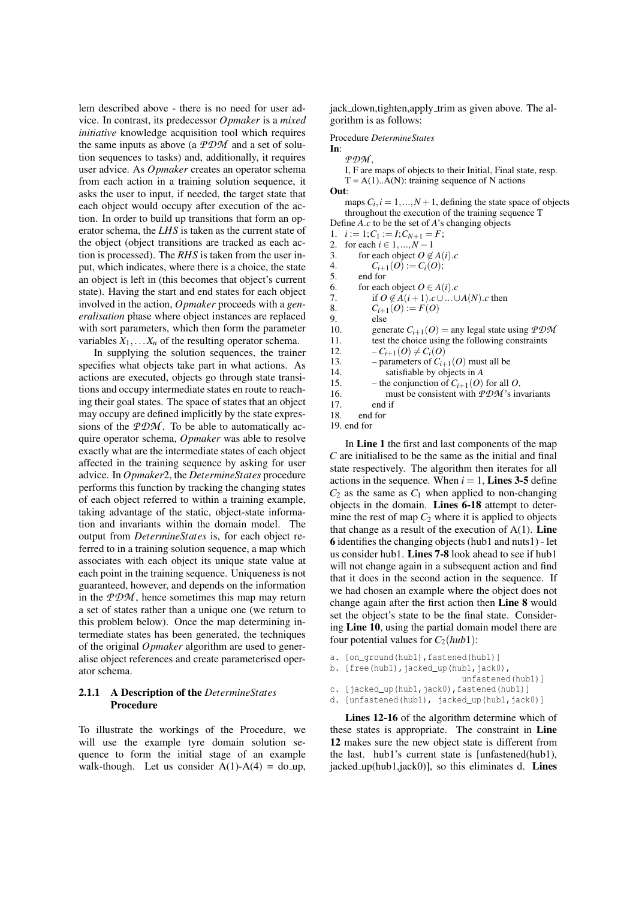lem described above - there is no need for user advice. In contrast, its predecessor *Opmaker* is a *mixed initiative* knowledge acquisition tool which requires the same inputs as above (a $\mathcal{PDM}$ and a set of solution sequences to tasks) and, additionally, it requires user advice. As *Opmaker* creates an operator schema from each action in a training solution sequence, it asks the user to input, if needed, the target state that each object would occupy after execution of the action. In order to build up transitions that form an operator schema, the *LHS* is taken as the current state of the object (object transitions are tracked as each action is processed). The *RHS* is taken from the user input, which indicates, where there is a choice, the state an object is left in (this becomes that object's current state). Having the start and end states for each object involved in the action, *Opmaker* proceeds with a *generalisation* phase where object instances are replaced with sort parameters, which then form the parameter variables $X_1, \ldots X_n$ of the resulting operator schema.

In supplying the solution sequences, the trainer specifies what objects take part in what actions. As actions are executed, objects go through state transitions and occupy intermediate states en route to reaching their goal states. The space of states that an object may occupy are defined implicitly by the state expressions of the $\mathcal{PDM}$. To be able to automatically acquire operator schema, *Opmaker* was able to resolve exactly what are the intermediate states of each object affected in the training sequence by asking for user advice. In *Opmaker2*, the *DetermineStates* procedure performs this function by tracking the changing states of each object referred to within a training example, taking advantage of the static, object-state information and invariants within the domain model. The output from *DetermineStates* is, for each object referred to in a training solution sequence, a map which associates with each object its unique state value at each point in the training sequence. Uniqueness is not guaranteed, however, and depends on the information in the $\mathcal{PDM}$, hence sometimes this map may return a set of states rather than a unique one (we return to this problem below). Once the map determining intermediate states has been generated, the techniques of the original *Opmaker* algorithm are used to generalise object references and create parameterised operator schema.

### 2.1.1 A Description of the *DetermineStates* Procedure

To illustrate the workings of the Procedure, we will use the example tyre domain solution sequence to form the initial stage of an example walk-though. Let us consider A(1)-A(4) = do_up, jack_down,tighten,apply_trim as given above. The algorithm is as follows:

Procedure *DetermineStates*
**In**:
  $\mathcal{PDM}$,
  I, F are maps of objects to their Initial, Final state, resp.
  T = A(1)..A(N): training sequence of N actions
**Out**:
  maps $C_i, i = 1, \ldots, N+1$, defining the state space of objects throughout the execution of the training sequence T
Define $A.c$ to be the set of $A$'s changing objects

1. $i := 1; C_1 := I; C_{N+1} = F;$
2. for each $i \in 1, \ldots, N-1$
3. for each object $O \notin A(i).c$
4. $C_{i+1}(O) := C_i(O);$
5. end for
6. for each object $O \in A(i).c$
7. if $O \notin A(i+1).c \cup \ldots \cup A(N).c$ then
8. $C_{i+1}(O) := F(O)$
9. else
10. generate $C_{i+1}(O)$ = any legal state using $\mathcal{PDM}$
11. test the choice using the following constraints
12. – $C_{i+1}(O) \neq C_i(O)$
13. – parameters of $C_{i+1}(O)$ must all be
14. satisfiable by objects in $A$
15. – the conjunction of $C_{i+1}(O)$ for all $O$,
16. must be consistent with $\mathcal{PDM}$'s invariants
17. end if
18. end for
19. end for

In **Line 1** the first and last components of the map $C$ are initialised to be the same as the initial and final state respectively. The algorithm then iterates for all actions in the sequence. When $i = 1$, **Lines 3-5** define $C_2$ as the same as $C_1$ when applied to non-changing objects in the domain. **Lines 6-18** attempt to determine the rest of map $C_2$ where it is applied to objects that change as a result of the execution of A(1). **Line 6** identifies the changing objects (hub1 and nuts1) - let us consider hub1. **Lines 7-8** look ahead to see if hub1 will not change again in a subsequent action and find that it does in the second action in the sequence. If we had chosen an example where the object does not change again after the first action then **Line 8** would set the object's state to be the final state. Considering **Line 10**, using the partial domain model there are four potential values for $C_2(hub1)$:

```
a. [on_ground(hub1),fastened(hub1)]
b. [free(hub1),jacked_up(hub1,jack0),
                              unfastened(hub1)]
c. [jacked_up(hub1,jack0),fastened(hub1)]
d. [unfastened(hub1), jacked_up(hub1,jack0)]
```

**Lines 12-16** of the algorithm determine which of these states is appropriate. The constraint in **Line 12** makes sure the new object state is different from the last. hub1's current state is [unfastened(hub1), jacked_up(hub1,jack0)], so this eliminates d. **Lines**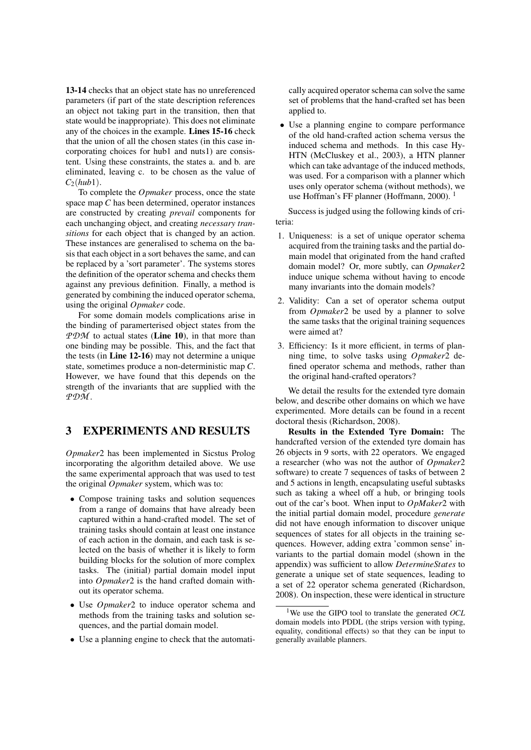**13-14** checks that an object state has no unreferenced parameters (if part of the state description references an object not taking part in the transition, then that state would be inappropriate). This does not eliminate any of the choices in the example. **Lines 15-16** check that the union of all the chosen states (in this case incorporating choices for hub1 and nuts1) are consistent. Using these constraints, the states a. and b. are eliminated, leaving c. to be chosen as the value of $C_2(hub1)$.

To complete the *Opmaker* process, once the state space map *C* has been determined, operator instances are constructed by creating *prevail* components for each unchanging object, and creating *necessary transitions* for each object that is changed by an action. These instances are generalised to schema on the basis that each object in a sort behaves the same, and can be replaced by a 'sort parameter'. The systems stores the definition of the operator schema and checks them against any previous definition. Finally, a method is generated by combining the induced operator schema, using the original *Opmaker* code.

For some domain models complications arise in the binding of paramerterised object states from the $\mathcal{PDM}$ to actual states (**Line 10**), in that more than one binding may be possible. This, and the fact that the tests (in **Line 12-16**) may not determine a unique state, sometimes produce a non-deterministic map *C*. However, we have found that this depends on the strength of the invariants that are supplied with the $\mathcal{PDM}$.

## 3 EXPERIMENTS AND RESULTS

*Opmaker*2 has been implemented in Sicstus Prolog incorporating the algorithm detailed above. We use the same experimental approach that was used to test the original *Opmaker* system, which was to:

- Compose training tasks and solution sequences from a range of domains that have already been captured within a hand-crafted model. The set of training tasks should contain at least one instance of each action in the domain, and each task is selected on the basis of whether it is likely to form building blocks for the solution of more complex tasks. The (initial) partial domain model input into *Opmaker*2 is the hand crafted domain without its operator schema.
- Use *Opmaker*2 to induce operator schema and methods from the training tasks and solution sequences, and the partial domain model.
- Use a planning engine to check that the automatically acquired operator schema can solve the same set of problems that the hand-crafted set has been applied to.
- Use a planning engine to compare performance of the old hand-crafted action schema versus the induced schema and methods. In this case Hy-HTN (McCluskey et al., 2003), a HTN planner which can take advantage of the induced methods, was used. For a comparison with a planner which uses only operator schema (without methods), we use Hoffman's FF planner (Hoffmann, 2000). [1]

Success is judged using the following kinds of criteria:

1. Uniqueness: is a set of unique operator schema acquired from the training tasks and the partial domain model that originated from the hand crafted domain model? Or, more subtly, can *Opmaker*2 induce unique schema without having to encode many invariants into the domain models?
2. Validity: Can a set of operator schema output from *Opmaker*2 be used by a planner to solve the same tasks that the original training sequences were aimed at?
3. Efficiency: Is it more efficient, in terms of planning time, to solve tasks using *Opmaker*2 defined operator schema and methods, rather than the original hand-crafted operators?

We detail the results for the extended tyre domain below, and describe other domains on which we have experimented. More details can be found in a recent doctoral thesis (Richardson, 2008).

**Results in the Extended Tyre Domain:** The handcrafted version of the extended tyre domain has 26 objects in 9 sorts, with 22 operators. We engaged a researcher (who was not the author of *Opmaker*2 software) to create 7 sequences of tasks of between 2 and 5 actions in length, encapsulating useful subtasks such as taking a wheel off a hub, or bringing tools out of the car's boot. When input to *OpMaker*2 with the initial partial domain model, procedure *generate* did not have enough information to discover unique sequences of states for all objects in the training sequences. However, adding extra 'common sense' invariants to the partial domain model (shown in the appendix) was sufficient to allow *DetermineStates* to generate a unique set of state sequences, leading to a set of 22 operator schema generated (Richardson, 2008). On inspection, these were identical in structure

[1] We use the GIPO tool to translate the generated *OCL* domain models into PDDL (the strips version with typing, equality, conditional effects) so that they can be input to generally available planners.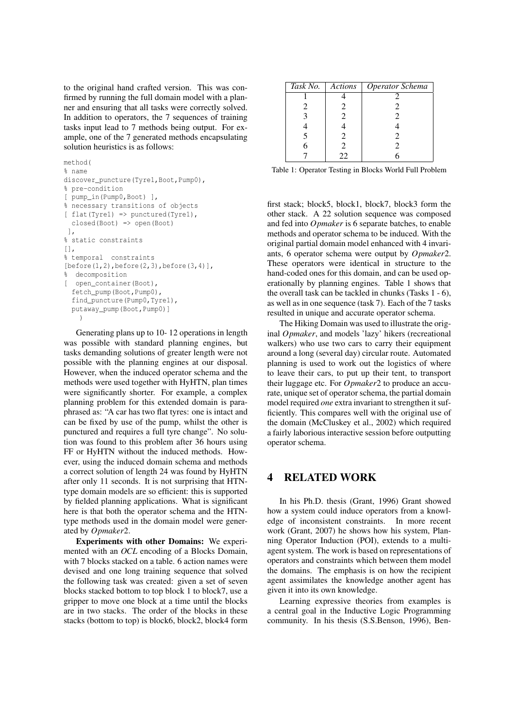to the original hand crafted version. This was confirmed by running the full domain model with a planner and ensuring that all tasks were correctly solved. In addition to operators, the 7 sequences of training tasks input lead to 7 methods being output. For example, one of the 7 generated methods encapsulating solution heuristics is as follows:

```
method(
% name
discover_puncture(Tyre1,Boot,Pump0),
% pre-condition
[ pump_in(Pump0,Boot) ],
% necessary transitions of objects
[ flat(Tyre1) => punctured(Tyre1),
  closed(Boot) => open(Boot)
 ],
% static constraints
[],
% temporal  constraints
[before(1,2),before(2,3),before(3,4)],
%  decomposition
[  open_container(Boot),
  fetch_pump(Boot,Pump0),
  find_puncture(Pump0,Tyre1),
  putaway_pump(Boot,Pump0)]
    )
```

Generating plans up to 10- 12 operations in length was possible with standard planning engines, but tasks demanding solutions of greater length were not possible with the planning engines at our disposal. However, when the induced operator schema and the methods were used together with HyHTN, plan times were significantly shorter. For example, a complex planning problem for this extended domain is paraphrased as: "A car has two flat tyres: one is intact and can be fixed by use of the pump, whilst the other is punctured and requires a full tyre change". No solution was found to this problem after 36 hours using FF or HyHTN without the induced methods. However, using the induced domain schema and methods a correct solution of length 24 was found by HyHTN after only 11 seconds. It is not surprising that HTN-type domain models are so efficient: this is supported by fielded planning applications. What is significant here is that both the operator schema and the HTN-type methods used in the domain model were generated by *Opmaker*2.

**Experiments with other Domains:** We experimented with an *OCL* encoding of a Blocks Domain, with 7 blocks stacked on a table. 6 action names were devised and one long training sequence that solved the following task was created: given a set of seven blocks stacked bottom to top block 1 to block7, use a gripper to move one block at a time until the blocks are in two stacks. The order of the blocks in these stacks (bottom to top) is block6, block2, block4 form first stack; block5, block1, block7, block3 form the other stack. A 22 solution sequence was composed and fed into *Opmaker* is 6 separate batches, to enable methods and operator schema to be induced. With the original partial domain model enhanced with 4 invariants, 6 operator schema were output by *Opmaker*2. These operators were identical in structure to the hand-coded ones for this domain, and can be used operationally by planning engines. Table 1 shows that the overall task can be tackled in chunks (Tasks 1 - 6), as well as in one sequence (task 7). Each of the 7 tasks resulted in unique and accurate operator schema.

| *Task No.* | *Actions* | *Operator Schema* |
|---|---|---|
| 1 | 4 | 2 |
| 2 | 2 | 2 |
| 3 | 2 | 2 |
| 4 | 4 | 4 |
| 5 | 2 | 2 |
| 6 | 2 | 2 |
| 7 | 22 | 6 |

Table 1: Operator Testing in Blocks World Full Problem

The Hiking Domain was used to illustrate the original *Opmaker*, and models 'lazy' hikers (recreational walkers) who use two cars to carry their equipment around a long (several day) circular route. Automated planning is used to work out the logistics of where to leave their cars, to put up their tent, to transport their luggage etc. For *Opmaker*2 to produce an accurate, unique set of operator schema, the partial domain model required *one* extra invariant to strengthen it sufficiently. This compares well with the original use of the domain (McCluskey et al., 2002) which required a fairly laborious interactive session before outputting operator schema.

## 4 RELATED WORK

In his Ph.D. thesis (Grant, 1996) Grant showed how a system could induce operators from a knowledge of inconsistent constraints. In more recent work (Grant, 2007) he shows how his system, Planning Operator Induction (POI), extends to a multi-agent system. The work is based on representations of operators and constraints which between them model the domains. The emphasis is on how the recipient agent assimilates the knowledge another agent has given it into its own knowledge.

Learning expressive theories from examples is a central goal in the Inductive Logic Programming community. In his thesis (S.S.Benson, 1996), Ben-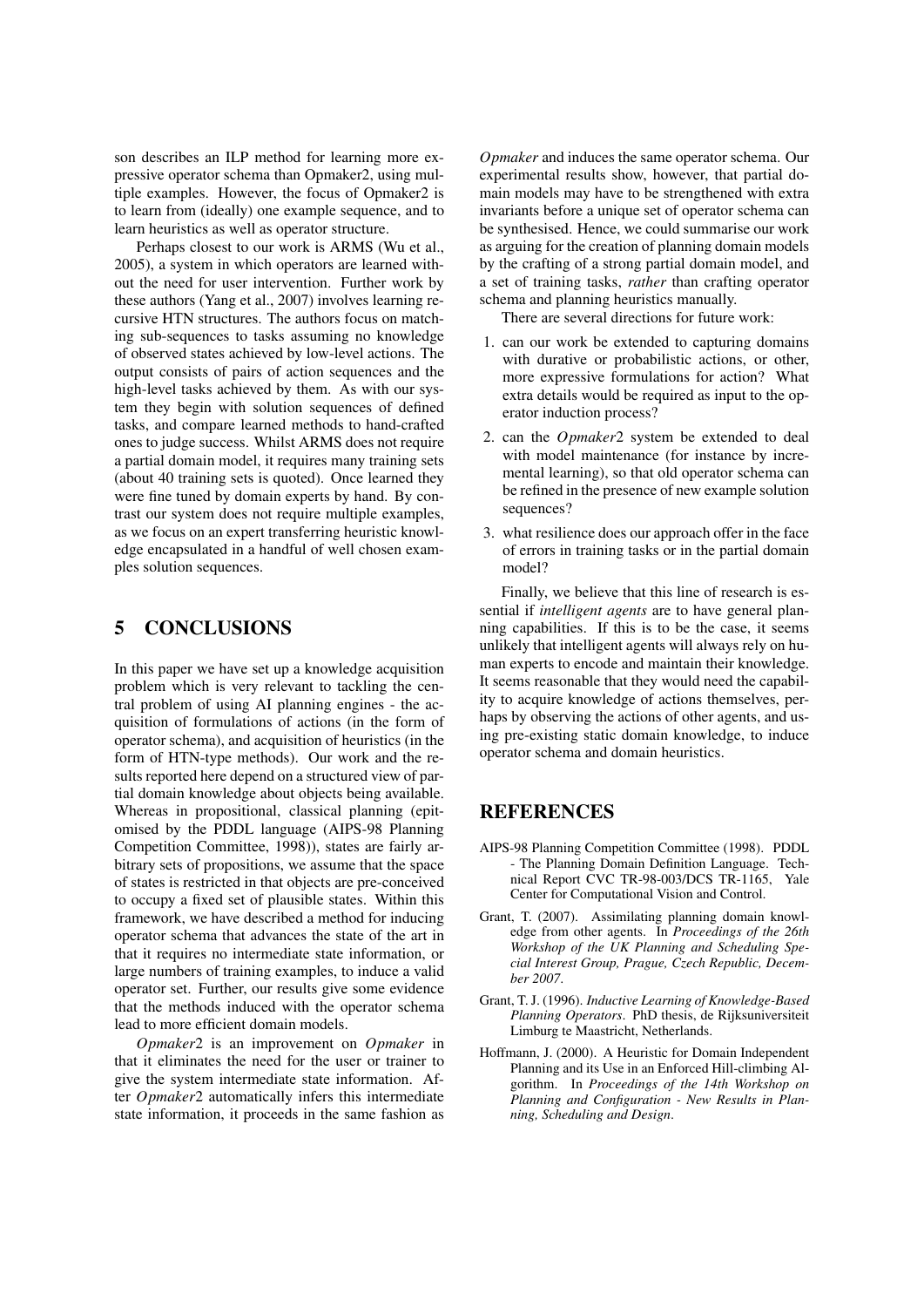son describes an ILP method for learning more expressive operator schema than Opmaker2, using multiple examples. However, the focus of Opmaker2 is to learn from (ideally) one example sequence, and to learn heuristics as well as operator structure.

Perhaps closest to our work is ARMS (Wu et al., 2005), a system in which operators are learned without the need for user intervention. Further work by these authors (Yang et al., 2007) involves learning recursive HTN structures. The authors focus on matching sub-sequences to tasks assuming no knowledge of observed states achieved by low-level actions. The output consists of pairs of action sequences and the high-level tasks achieved by them. As with our system they begin with solution sequences of defined tasks, and compare learned methods to hand-crafted ones to judge success. Whilst ARMS does not require a partial domain model, it requires many training sets (about 40 training sets is quoted). Once learned they were fine tuned by domain experts by hand. By contrast our system does not require multiple examples, as we focus on an expert transferring heuristic knowledge encapsulated in a handful of well chosen examples solution sequences.

## 5 CONCLUSIONS

In this paper we have set up a knowledge acquisition problem which is very relevant to tackling the central problem of using AI planning engines - the acquisition of formulations of actions (in the form of operator schema), and acquisition of heuristics (in the form of HTN-type methods). Our work and the results reported here depend on a structured view of partial domain knowledge about objects being available. Whereas in propositional, classical planning (epitomised by the PDDL language (AIPS-98 Planning Competition Committee, 1998)), states are fairly arbitrary sets of propositions, we assume that the space of states is restricted in that objects are pre-conceived to occupy a fixed set of plausible states. Within this framework, we have described a method for inducing operator schema that advances the state of the art in that it requires no intermediate state information, or large numbers of training examples, to induce a valid operator set. Further, our results give some evidence that the methods induced with the operator schema lead to more efficient domain models.

*Opmaker*2 is an improvement on *Opmaker* in that it eliminates the need for the user or trainer to give the system intermediate state information. After *Opmaker*2 automatically infers this intermediate state information, it proceeds in the same fashion as *Opmaker* and induces the same operator schema. Our experimental results show, however, that partial domain models may have to be strengthened with extra invariants before a unique set of operator schema can be synthesised. Hence, we could summarise our work as arguing for the creation of planning domain models by the crafting of a strong partial domain model, and a set of training tasks, *rather* than crafting operator schema and planning heuristics manually.

There are several directions for future work:

1. can our work be extended to capturing domains with durative or probabilistic actions, or other, more expressive formulations for action? What extra details would be required as input to the operator induction process?
2. can the *Opmaker*2 system be extended to deal with model maintenance (for instance by incremental learning), so that old operator schema can be refined in the presence of new example solution sequences?
3. what resilience does our approach offer in the face of errors in training tasks or in the partial domain model?

Finally, we believe that this line of research is essential if *intelligent agents* are to have general planning capabilities. If this is to be the case, it seems unlikely that intelligent agents will always rely on human experts to encode and maintain their knowledge. It seems reasonable that they would need the capability to acquire knowledge of actions themselves, perhaps by observing the actions of other agents, and using pre-existing static domain knowledge, to induce operator schema and domain heuristics.

## REFERENCES

AIPS-98 Planning Competition Committee (1998). PDDL - The Planning Domain Definition Language. Technical Report CVC TR-98-003/DCS TR-1165, Yale Center for Computational Vision and Control.

Grant, T. (2007). Assimilating planning domain knowledge from other agents. In *Proceedings of the 26th Workshop of the UK Planning and Scheduling Special Interest Group, Prague, Czech Republic, December 2007*.

Grant, T. J. (1996). *Inductive Learning of Knowledge-Based Planning Operators*. PhD thesis, de Rijksuniversiteit Limburg te Maastricht, Netherlands.

Hoffmann, J. (2000). A Heuristic for Domain Independent Planning and its Use in an Enforced Hill-climbing Algorithm. In *Proceedings of the 14th Workshop on Planning and Configuration - New Results in Planning, Scheduling and Design*.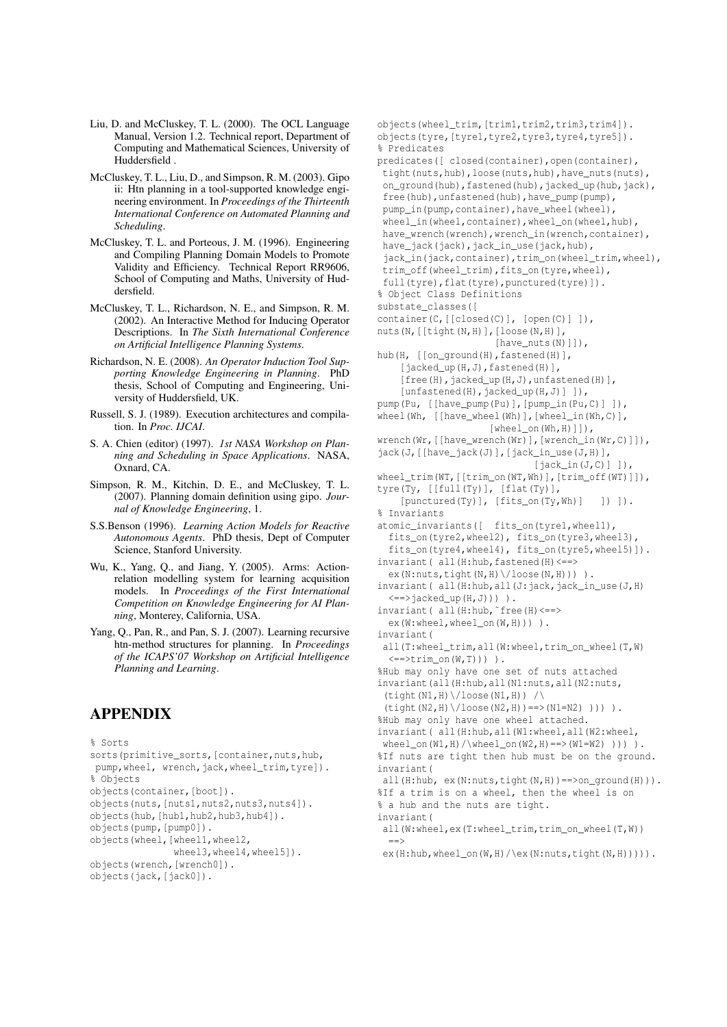- Liu, D. and McCluskey, T. L. (2000). The OCL Language Manual, Version 1.2. Technical report, Department of Computing and Mathematical Sciences, University of Huddersfield .
- McCluskey, T. L., Liu, D., and Simpson, R. M. (2003). Gipo ii: Htn planning in a tool-supported knowledge engineering environment. In *Proceedings of the Thirteenth International Conference on Automated Planning and Scheduling*.
- McCluskey, T. L. and Porteous, J. M. (1996). Engineering and Compiling Planning Domain Models to Promote Validity and Efficiency. Technical Report RR9606, School of Computing and Maths, University of Huddersfield.
- McCluskey, T. L., Richardson, N. E., and Simpson, R. M. (2002). An Interactive Method for Inducing Operator Descriptions. In *The Sixth International Conference on Artificial Intelligence Planning Systems*.
- Richardson, N. E. (2008). *An Operator Induction Tool Supporting Knowledge Engineering in Planning*. PhD thesis, School of Computing and Engineering, University of Huddersfield, UK.
- Russell, S. J. (1989). Execution architectures and compilation. In *Proc. IJCAI*.
- S. A. Chien (editor) (1997). *1st NASA Workshop on Planning and Scheduling in Space Applications*. NASA, Oxnard, CA.
- Simpson, R. M., Kitchin, D. E., and McCluskey, T. L. (2007). Planning domain definition using gipo. *Journal of Knowledge Engineering*, 1.
- S.S.Benson (1996). *Learning Action Models for Reactive Autonomous Agents*. PhD thesis, Dept of Computer Science, Stanford University.
- Wu, K., Yang, Q., and Jiang, Y. (2005). Arms: Action-relation modelling system for learning acquisition models. In *Proceedings of the First International Competition on Knowledge Engineering for AI Planning*, Monterey, California, USA.
- Yang, Q., Pan, R., and Pan, S. J. (2007). Learning recursive htn-method structures for planning. In *Proceedings of the ICAPS'07 Workshop on Artificial Intelligence Planning and Learning*.

## APPENDIX

```
% Sorts
sorts(primitive_sorts,[container,nuts,hub,
 pump,wheel, wrench,jack,wheel_trim,tyre]).
% Objects
objects(container,[boot]).
objects(nuts,[nuts1,nuts2,nuts3,nuts4]).
objects(hub,[hub1,hub2,hub3,hub4]).
objects(pump,[pump0]).
objects(wheel,[wheel1,wheel2,
           wheel3,wheel4,wheel5]).
objects(wrench,[wrench0]).
objects(jack,[jack0]).
objects(wheel_trim,[trim1,trim2,trim3,trim4]).
objects(tyre,[tyre1,tyre2,tyre3,tyre4,tyre5]).
% Predicates
predicates([ closed(container),open(container),
 tight(nuts,hub),loose(nuts,hub),have_nuts(nuts),
 on_ground(hub),fastened(hub),jacked_up(hub,jack),
 free(hub),unfastened(hub),have_pump(pump),
 pump_in(pump,container),have_wheel(wheel),
 wheel_in(wheel,container),wheel_on(wheel,hub),
 have_wrench(wrench),wrench_in(wrench,container),
 have_jack(jack),jack_in_use(jack,hub),
 jack_in(jack,container),trim_on(wheel_trim,wheel),
 trim_off(wheel_trim),fits_on(tyre,wheel),
 full(tyre),flat(tyre),punctured(tyre)]).
% Object Class Definitions
substate_classes([
container(C,[[closed(C)], [open(C)] ]),
nuts(N,[[tight(N,H)],[loose(N,H)],
                  [have_nuts(N)]]),
hub(H, [[on_ground(H),fastened(H)],
    [jacked_up(H,J),fastened(H)],
    [free(H),jacked_up(H,J),unfastened(H)],
    [unfastened(H),jacked_up(H,J)] ]),
pump(Pu, [[have_pump(Pu)],[pump_in(Pu,C)] ]),
wheel(Wh, [[have_wheel(Wh)],[wheel_in(Wh,C)],
                [wheel_on(Wh,H)]]),
wrench(Wr,[[have_wrench(Wr)],[wrench_in(Wr,C)]]),
jack(J,[[have_jack(J)],[jack_in_use(J,H)],
                        [jack_in(J,C)] ]),
wheel_trim(WT,[[trim_on(WT,Wh)],[trim_off(WT)]]),
tyre(Ty, [[full(Ty)], [flat(Ty)],
    [punctured(Ty)], [fits_on(Ty,Wh)]  ]) ]).
% Invariants
atomic_invariants([  fits_on(tyre1,wheel1),
  fits_on(tyre2,wheel2), fits_on(tyre3,wheel3),
  fits_on(tyre4,wheel4), fits_on(tyre5,wheel5)]).
invariant( all(H:hub,fastened(H)<==>
  ex(N:nuts,tight(N,H)\/loose(N,H))) ).
invariant( all(H:hub,all(J:jack,jack_in_use(J,H)
  <==>jacked_up(H,J))) ).
invariant( all(H:hub,~free(H)<==>
  ex(W:wheel,wheel_on(W,H))) ).
invariant(
 all(T:wheel_trim,all(W:wheel,trim_on_wheel(T,W)
  <==>trim_on(W,T))) ).
%Hub may only have one set of nuts attached
invariant(all(H:hub,all(N1:nuts,all(N2:nuts,
 (tight(N1,H)\/loose(N1,H)) /\
 (tight(N2,H)\/loose(N2,H))==>(N1=N2) ))) ).
%Hub may only have one wheel attached.
invariant( all(H:hub,all(W1:wheel,all(W2:wheel,
 wheel_on(W1,H)/\wheel_on(W2,H)==>(W1=W2) ))) ).
%If nuts are tight then hub must be on the ground.
invariant(
 all(H:hub, ex(N:nuts,tight(N,H))==>on_ground(H))).
%If a trim is on a wheel, then the wheel is on
% a hub and the nuts are tight.
invariant(
 all(W:wheel,ex(T:wheel_trim,trim_on_wheel(T,W))
  ==>
 ex(H:hub,wheel_on(W,H)/\ex(N:nuts,tight(N,H))))).
```